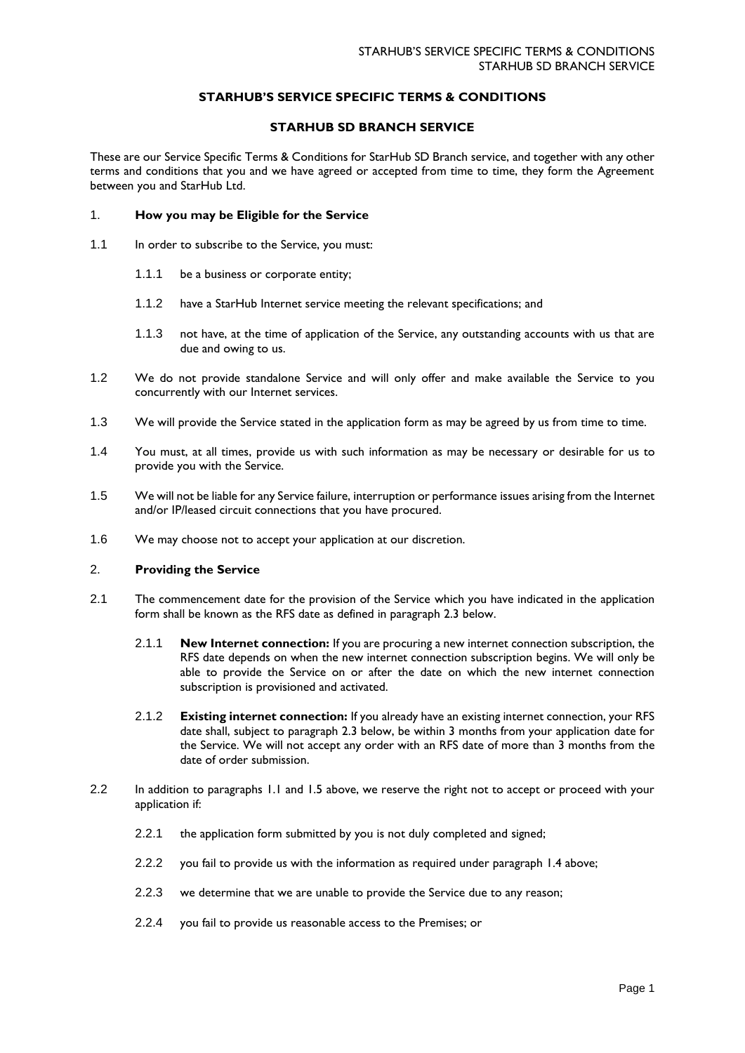# STARHUB'S SERVICE SPECIFIC TERMS & CONDITIONS

## STARHUB SD BRANCH SERVICE

These are our Service Specific Terms & Conditions for StarHub SD Branch service, and together with any other terms and conditions that you and we have agreed or accepted from time to time, they form the Agreement between you and StarHub Ltd.

### 1. How you may be Eligible for the Service

1.1 In order to subscribe to the Service, you must:

1.1.1 be a business or corporate entity;

1.1.2 have a StarHub Internet service meeting the relevant specifications; and

1.1.3 not have, at the time of application of the Service, any outstanding accounts with us that are due and owing to us.

1.2 We do not provide standalone Service and will only offer and make available the Service to you concurrently with our Internet services.

1.3 We will provide the Service stated in the application form as may be agreed by us from time to time.

1.4 You must, at all times, provide us with such information as may be necessary or desirable for us to provide you with the Service.

1.5 We will not be liable for any Service failure, interruption or performance issues arising from the Internet and/or IP/leased circuit connections that you have procured.

1.6 We may choose not to accept your application at our discretion.

### 2. Providing the Service

2.1 The commencement date for the provision of the Service which you have indicated in the application form shall be known as the RFS date as defined in paragraph 2.3 below.

2.1.1 **New Internet connection:** If you are procuring a new internet connection subscription, the RFS date depends on when the new internet connection subscription begins. We will only be able to provide the Service on or after the date on which the new internet connection subscription is provisioned and activated.

2.1.2 **Existing internet connection:** If you already have an existing internet connection, your RFS date shall, subject to paragraph 2.3 below, be within 3 months from your application date for the Service. We will not accept any order with an RFS date of more than 3 months from the date of order submission.

2.2 In addition to paragraphs 1.1 and 1.5 above, we reserve the right not to accept or proceed with your application if:

2.2.1 the application form submitted by you is not duly completed and signed;

2.2.2 you fail to provide us with the information as required under paragraph 1.4 above;

2.2.3 we determine that we are unable to provide the Service due to any reason;

2.2.4 you fail to provide us reasonable access to the Premises; or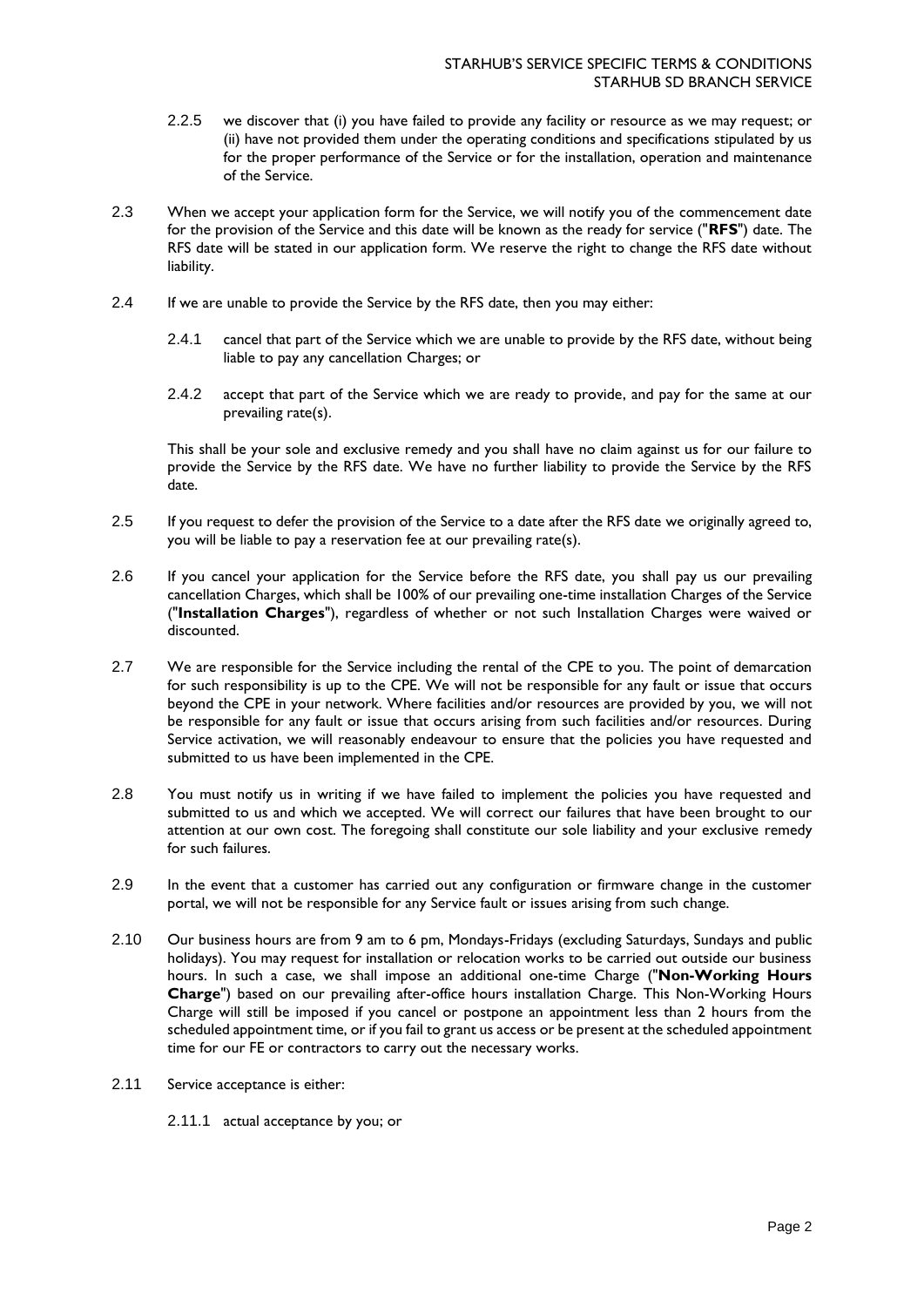2.2.5 we discover that (i) you have failed to provide any facility or resource as we may request; or (ii) have not provided them under the operating conditions and specifications stipulated by us for the proper performance of the Service or for the installation, operation and maintenance of the Service.

2.3 When we accept your application form for the Service, we will notify you of the commencement date for the provision of the Service and this date will be known as the ready for service ("**RFS**") date. The RFS date will be stated in our application form. We reserve the right to change the RFS date without liability.

2.4 If we are unable to provide the Service by the RFS date, then you may either:

2.4.1 cancel that part of the Service which we are unable to provide by the RFS date, without being liable to pay any cancellation Charges; or

2.4.2 accept that part of the Service which we are ready to provide, and pay for the same at our prevailing rate(s).

This shall be your sole and exclusive remedy and you shall have no claim against us for our failure to provide the Service by the RFS date. We have no further liability to provide the Service by the RFS date.

2.5 If you request to defer the provision of the Service to a date after the RFS date we originally agreed to, you will be liable to pay a reservation fee at our prevailing rate(s).

2.6 If you cancel your application for the Service before the RFS date, you shall pay us our prevailing cancellation Charges, which shall be 100% of our prevailing one-time installation Charges of the Service ("**Installation Charges**"), regardless of whether or not such Installation Charges were waived or discounted.

2.7 We are responsible for the Service including the rental of the CPE to you. The point of demarcation for such responsibility is up to the CPE. We will not be responsible for any fault or issue that occurs beyond the CPE in your network. Where facilities and/or resources are provided by you, we will not be responsible for any fault or issue that occurs arising from such facilities and/or resources. During Service activation, we will reasonably endeavour to ensure that the policies you have requested and submitted to us have been implemented in the CPE.

2.8 You must notify us in writing if we have failed to implement the policies you have requested and submitted to us and which we accepted. We will correct our failures that have been brought to our attention at our own cost. The foregoing shall constitute our sole liability and your exclusive remedy for such failures.

2.9 In the event that a customer has carried out any configuration or firmware change in the customer portal, we will not be responsible for any Service fault or issues arising from such change.

2.10 Our business hours are from 9 am to 6 pm, Mondays-Fridays (excluding Saturdays, Sundays and public holidays). You may request for installation or relocation works to be carried out outside our business hours. In such a case, we shall impose an additional one-time Charge ("**Non-Working Hours Charge**") based on our prevailing after-office hours installation Charge. This Non-Working Hours Charge will still be imposed if you cancel or postpone an appointment less than 2 hours from the scheduled appointment time, or if you fail to grant us access or be present at the scheduled appointment time for our FE or contractors to carry out the necessary works.

2.11 Service acceptance is either:

2.11.1 actual acceptance by you; or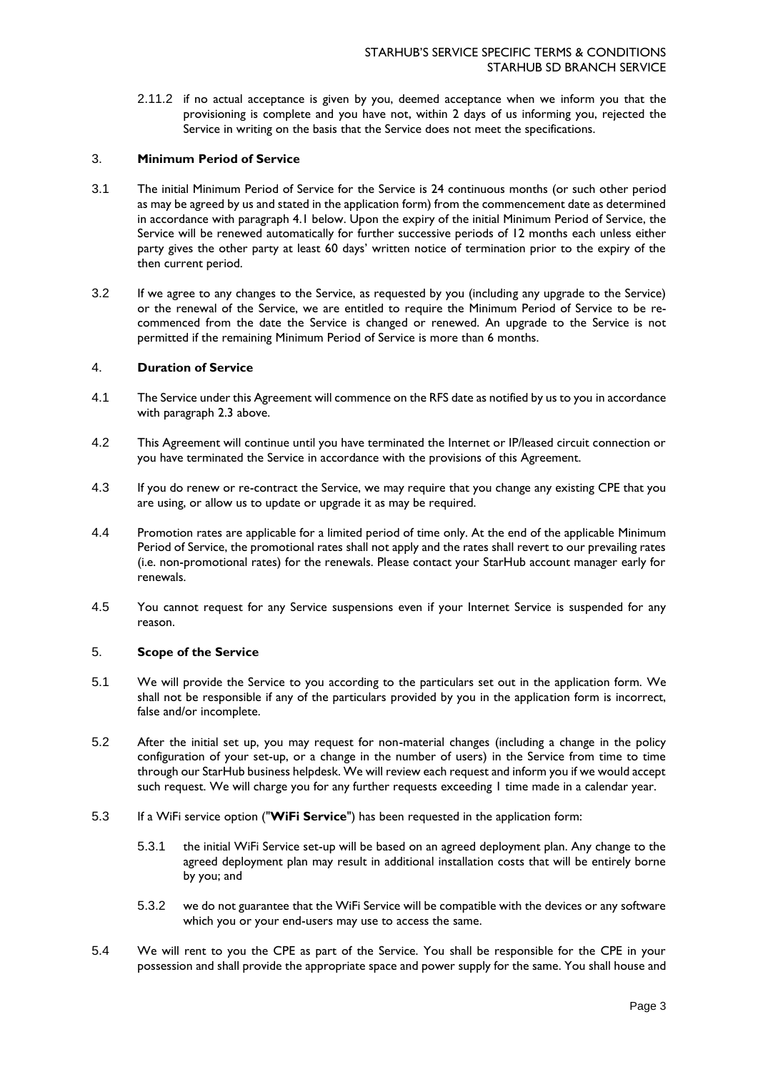2.11.2 if no actual acceptance is given by you, deemed acceptance when we inform you that the provisioning is complete and you have not, within 2 days of us informing you, rejected the Service in writing on the basis that the Service does not meet the specifications.

## 3. Minimum Period of Service

3.1 The initial Minimum Period of Service for the Service is 24 continuous months (or such other period as may be agreed by us and stated in the application form) from the commencement date as determined in accordance with paragraph 4.1 below. Upon the expiry of the initial Minimum Period of Service, the Service will be renewed automatically for further successive periods of 12 months each unless either party gives the other party at least 60 days' written notice of termination prior to the expiry of the then current period.

3.2 If we agree to any changes to the Service, as requested by you (including any upgrade to the Service) or the renewal of the Service, we are entitled to require the Minimum Period of Service to be re-commenced from the date the Service is changed or renewed. An upgrade to the Service is not permitted if the remaining Minimum Period of Service is more than 6 months.

## 4. Duration of Service

4.1 The Service under this Agreement will commence on the RFS date as notified by us to you in accordance with paragraph 2.3 above.

4.2 This Agreement will continue until you have terminated the Internet or IP/leased circuit connection or you have terminated the Service in accordance with the provisions of this Agreement.

4.3 If you do renew or re-contract the Service, we may require that you change any existing CPE that you are using, or allow us to update or upgrade it as may be required.

4.4 Promotion rates are applicable for a limited period of time only. At the end of the applicable Minimum Period of Service, the promotional rates shall not apply and the rates shall revert to our prevailing rates (i.e. non-promotional rates) for the renewals. Please contact your StarHub account manager early for renewals.

4.5 You cannot request for any Service suspensions even if your Internet Service is suspended for any reason.

## 5. Scope of the Service

5.1 We will provide the Service to you according to the particulars set out in the application form. We shall not be responsible if any of the particulars provided by you in the application form is incorrect, false and/or incomplete.

5.2 After the initial set up, you may request for non-material changes (including a change in the policy configuration of your set-up, or a change in the number of users) in the Service from time to time through our StarHub business helpdesk. We will review each request and inform you if we would accept such request. We will charge you for any further requests exceeding 1 time made in a calendar year.

5.3 If a WiFi service option ("**WiFi Service**") has been requested in the application form:

5.3.1 the initial WiFi Service set-up will be based on an agreed deployment plan. Any change to the agreed deployment plan may result in additional installation costs that will be entirely borne by you; and

5.3.2 we do not guarantee that the WiFi Service will be compatible with the devices or any software which you or your end-users may use to access the same.

5.4 We will rent to you the CPE as part of the Service. You shall be responsible for the CPE in your possession and shall provide the appropriate space and power supply for the same. You shall house and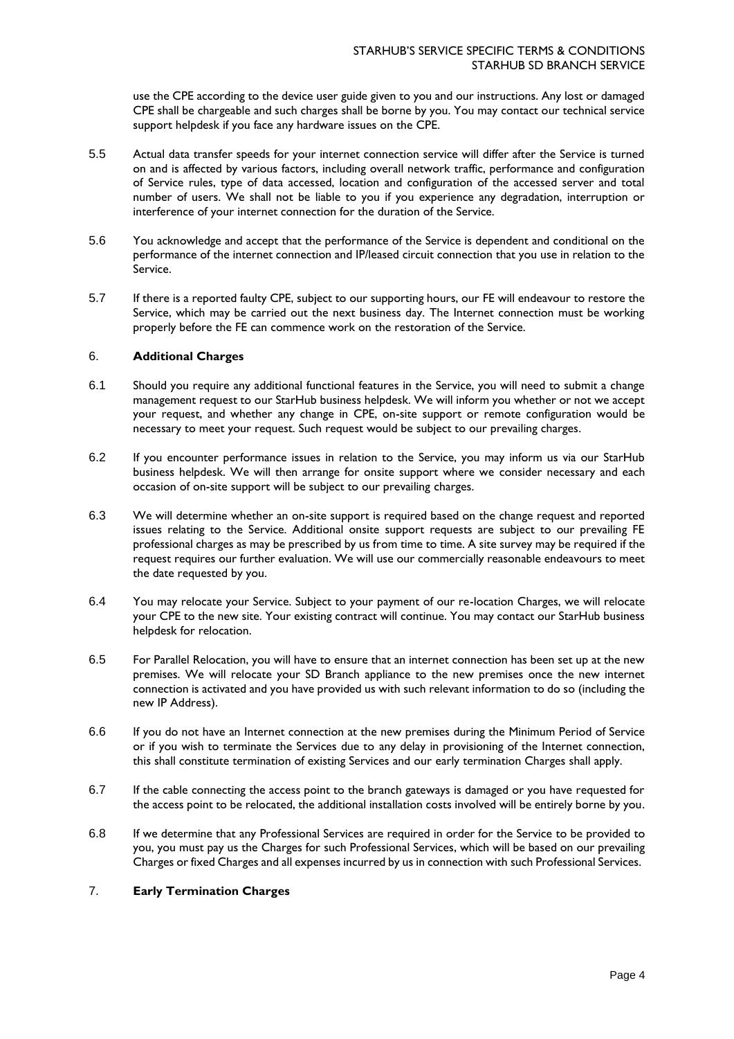use the CPE according to the device user guide given to you and our instructions. Any lost or damaged CPE shall be chargeable and such charges shall be borne by you. You may contact our technical service support helpdesk if you face any hardware issues on the CPE.

5.5 Actual data transfer speeds for your internet connection service will differ after the Service is turned on and is affected by various factors, including overall network traffic, performance and configuration of Service rules, type of data accessed, location and configuration of the accessed server and total number of users. We shall not be liable to you if you experience any degradation, interruption or interference of your internet connection for the duration of the Service.

5.6 You acknowledge and accept that the performance of the Service is dependent and conditional on the performance of the internet connection and IP/leased circuit connection that you use in relation to the Service.

5.7 If there is a reported faulty CPE, subject to our supporting hours, our FE will endeavour to restore the Service, which may be carried out the next business day. The Internet connection must be working properly before the FE can commence work on the restoration of the Service.

## 6. **Additional Charges**

6.1 Should you require any additional functional features in the Service, you will need to submit a change management request to our StarHub business helpdesk. We will inform you whether or not we accept your request, and whether any change in CPE, on-site support or remote configuration would be necessary to meet your request. Such request would be subject to our prevailing charges.

6.2 If you encounter performance issues in relation to the Service, you may inform us via our StarHub business helpdesk. We will then arrange for onsite support where we consider necessary and each occasion of on-site support will be subject to our prevailing charges.

6.3 We will determine whether an on-site support is required based on the change request and reported issues relating to the Service. Additional onsite support requests are subject to our prevailing FE professional charges as may be prescribed by us from time to time. A site survey may be required if the request requires our further evaluation. We will use our commercially reasonable endeavours to meet the date requested by you.

6.4 You may relocate your Service. Subject to your payment of our re-location Charges, we will relocate your CPE to the new site. Your existing contract will continue. You may contact our StarHub business helpdesk for relocation.

6.5 For Parallel Relocation, you will have to ensure that an internet connection has been set up at the new premises. We will relocate your SD Branch appliance to the new premises once the new internet connection is activated and you have provided us with such relevant information to do so (including the new IP Address).

6.6 If you do not have an Internet connection at the new premises during the Minimum Period of Service or if you wish to terminate the Services due to any delay in provisioning of the Internet connection, this shall constitute termination of existing Services and our early termination Charges shall apply.

6.7 If the cable connecting the access point to the branch gateways is damaged or you have requested for the access point to be relocated, the additional installation costs involved will be entirely borne by you.

6.8 If we determine that any Professional Services are required in order for the Service to be provided to you, you must pay us the Charges for such Professional Services, which will be based on our prevailing Charges or fixed Charges and all expenses incurred by us in connection with such Professional Services.

## 7. **Early Termination Charges**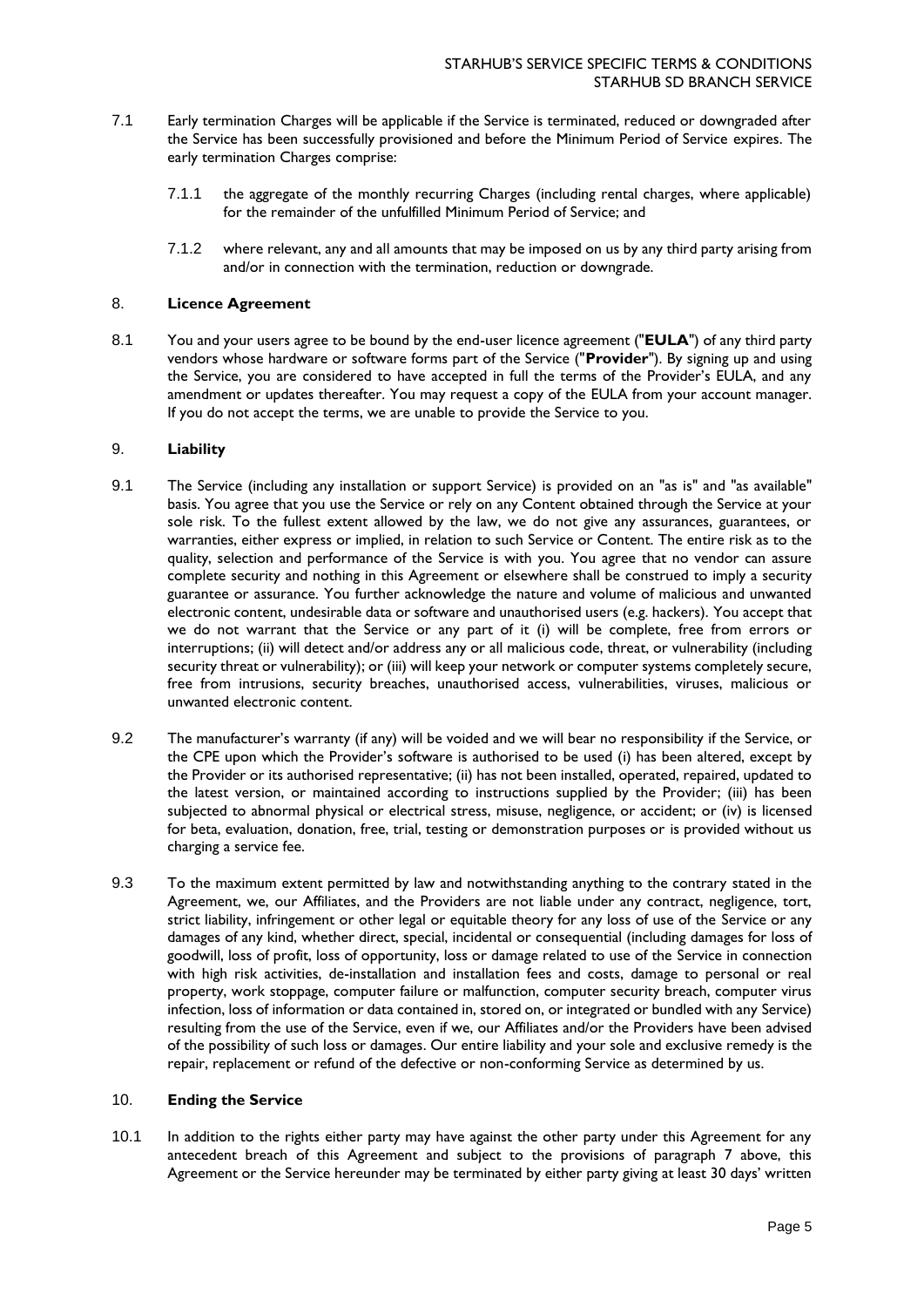7.1 Early termination Charges will be applicable if the Service is terminated, reduced or downgraded after the Service has been successfully provisioned and before the Minimum Period of Service expires. The early termination Charges comprise:

7.1.1 the aggregate of the monthly recurring Charges (including rental charges, where applicable) for the remainder of the unfulfilled Minimum Period of Service; and

7.1.2 where relevant, any and all amounts that may be imposed on us by any third party arising from and/or in connection with the termination, reduction or downgrade.

## 8. **Licence Agreement**

8.1 You and your users agree to be bound by the end-user licence agreement ("**EULA**") of any third party vendors whose hardware or software forms part of the Service ("**Provider**"). By signing up and using the Service, you are considered to have accepted in full the terms of the Provider's EULA, and any amendment or updates thereafter. You may request a copy of the EULA from your account manager. If you do not accept the terms, we are unable to provide the Service to you.

## 9. **Liability**

9.1 The Service (including any installation or support Service) is provided on an "as is" and "as available" basis. You agree that you use the Service or rely on any Content obtained through the Service at your sole risk. To the fullest extent allowed by the law, we do not give any assurances, guarantees, or warranties, either express or implied, in relation to such Service or Content. The entire risk as to the quality, selection and performance of the Service is with you. You agree that no vendor can assure complete security and nothing in this Agreement or elsewhere shall be construed to imply a security guarantee or assurance. You further acknowledge the nature and volume of malicious and unwanted electronic content, undesirable data or software and unauthorised users (e.g. hackers). You accept that we do not warrant that the Service or any part of it (i) will be complete, free from errors or interruptions; (ii) will detect and/or address any or all malicious code, threat, or vulnerability (including security threat or vulnerability); or (iii) will keep your network or computer systems completely secure, free from intrusions, security breaches, unauthorised access, vulnerabilities, viruses, malicious or unwanted electronic content.

9.2 The manufacturer's warranty (if any) will be voided and we will bear no responsibility if the Service, or the CPE upon which the Provider's software is authorised to be used (i) has been altered, except by the Provider or its authorised representative; (ii) has not been installed, operated, repaired, updated to the latest version, or maintained according to instructions supplied by the Provider; (iii) has been subjected to abnormal physical or electrical stress, misuse, negligence, or accident; or (iv) is licensed for beta, evaluation, donation, free, trial, testing or demonstration purposes or is provided without us charging a service fee.

9.3 To the maximum extent permitted by law and notwithstanding anything to the contrary stated in the Agreement, we, our Affiliates, and the Providers are not liable under any contract, negligence, tort, strict liability, infringement or other legal or equitable theory for any loss of use of the Service or any damages of any kind, whether direct, special, incidental or consequential (including damages for loss of goodwill, loss of profit, loss of opportunity, loss or damage related to use of the Service in connection with high risk activities, de-installation and installation fees and costs, damage to personal or real property, work stoppage, computer failure or malfunction, computer security breach, computer virus infection, loss of information or data contained in, stored on, or integrated or bundled with any Service) resulting from the use of the Service, even if we, our Affiliates and/or the Providers have been advised of the possibility of such loss or damages. Our entire liability and your sole and exclusive remedy is the repair, replacement or refund of the defective or non-conforming Service as determined by us.

## 10. **Ending the Service**

10.1 In addition to the rights either party may have against the other party under this Agreement for any antecedent breach of this Agreement and subject to the provisions of paragraph 7 above, this Agreement or the Service hereunder may be terminated by either party giving at least 30 days' written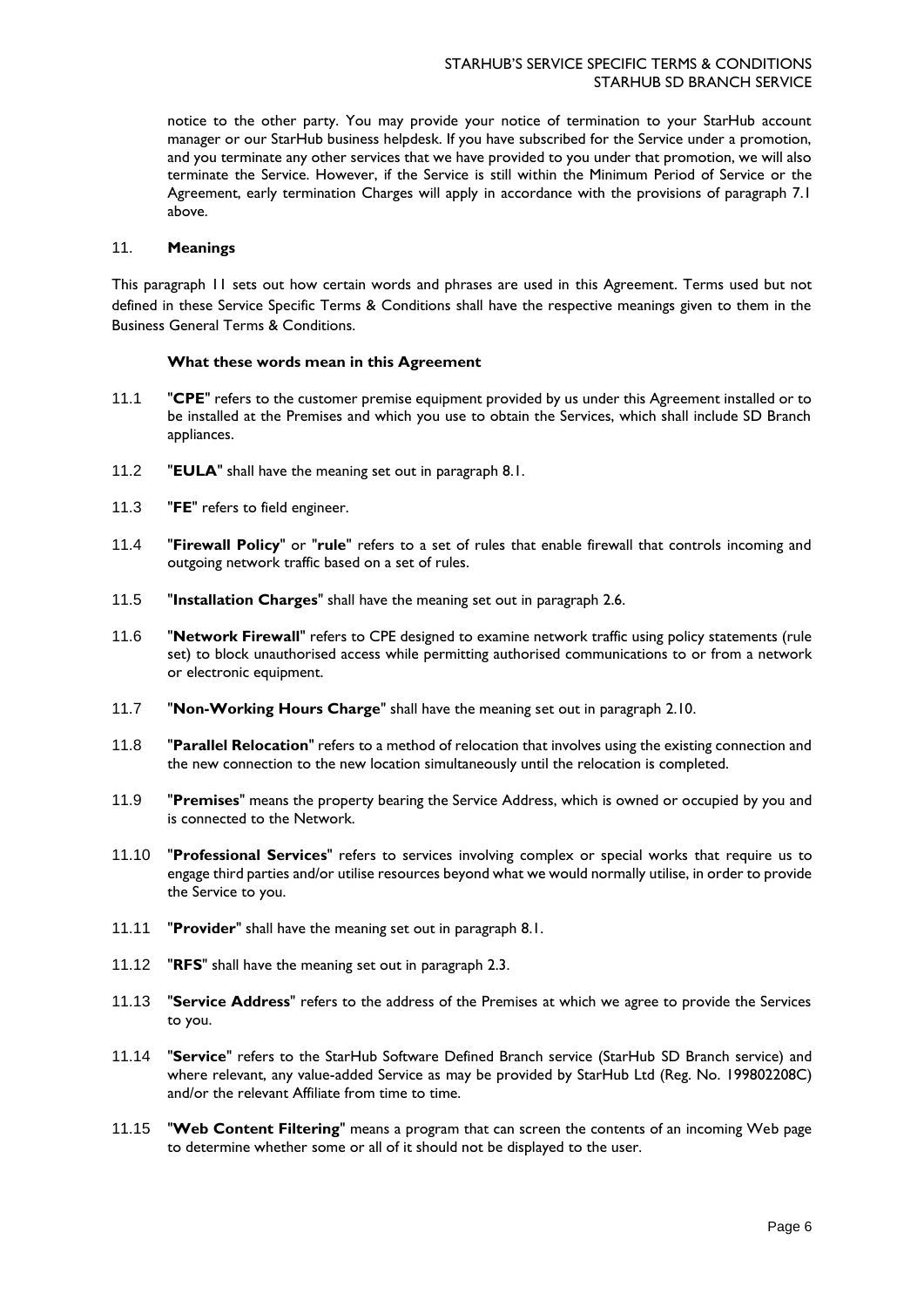notice to the other party. You may provide your notice of termination to your StarHub account manager or our StarHub business helpdesk. If you have subscribed for the Service under a promotion, and you terminate any other services that we have provided to you under that promotion, we will also terminate the Service. However, if the Service is still within the Minimum Period of Service or the Agreement, early termination Charges will apply in accordance with the provisions of paragraph 7.1 above.

## 11. Meanings

This paragraph 11 sets out how certain words and phrases are used in this Agreement. Terms used but not defined in these Service Specific Terms & Conditions shall have the respective meanings given to them in the Business General Terms & Conditions.

### What these words mean in this Agreement

11.1 "**CPE**" refers to the customer premise equipment provided by us under this Agreement installed or to be installed at the Premises and which you use to obtain the Services, which shall include SD Branch appliances.

11.2 "**EULA**" shall have the meaning set out in paragraph 8.1.

11.3 "**FE**" refers to field engineer.

11.4 "**Firewall Policy**" or "**rule**" refers to a set of rules that enable firewall that controls incoming and outgoing network traffic based on a set of rules.

11.5 "**Installation Charges**" shall have the meaning set out in paragraph 2.6.

11.6 "**Network Firewall**" refers to CPE designed to examine network traffic using policy statements (rule set) to block unauthorised access while permitting authorised communications to or from a network or electronic equipment.

11.7 "**Non-Working Hours Charge**" shall have the meaning set out in paragraph 2.10.

11.8 "**Parallel Relocation**" refers to a method of relocation that involves using the existing connection and the new connection to the new location simultaneously until the relocation is completed.

11.9 "**Premises**" means the property bearing the Service Address, which is owned or occupied by you and is connected to the Network.

11.10 "**Professional Services**" refers to services involving complex or special works that require us to engage third parties and/or utilise resources beyond what we would normally utilise, in order to provide the Service to you.

11.11 "**Provider**" shall have the meaning set out in paragraph 8.1.

11.12 "**RFS**" shall have the meaning set out in paragraph 2.3.

11.13 "**Service Address**" refers to the address of the Premises at which we agree to provide the Services to you.

11.14 "**Service**" refers to the StarHub Software Defined Branch service (StarHub SD Branch service) and where relevant, any value-added Service as may be provided by StarHub Ltd (Reg. No. 199802208C) and/or the relevant Affiliate from time to time.

11.15 "**Web Content Filtering**" means a program that can screen the contents of an incoming Web page to determine whether some or all of it should not be displayed to the user.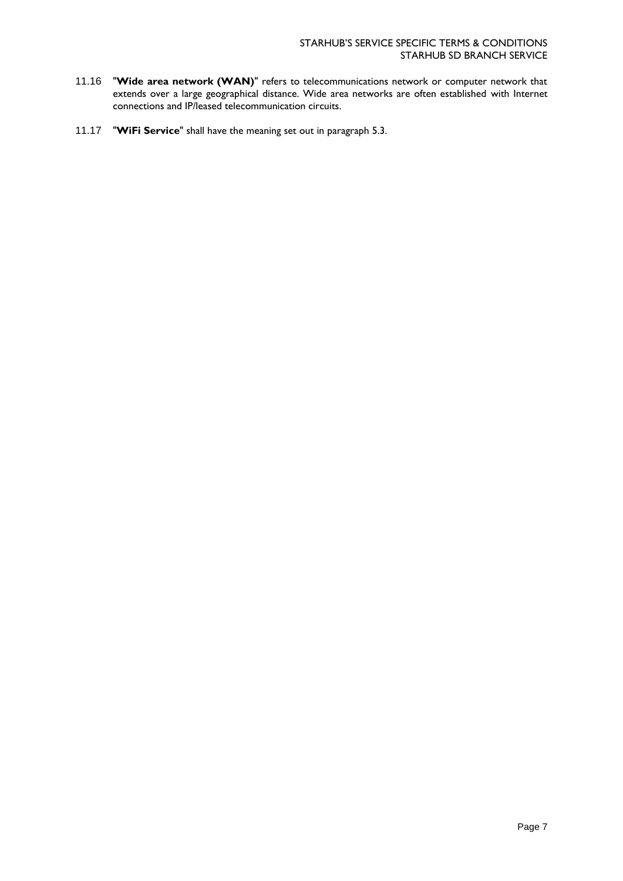11.16 "**Wide area network (WAN)**" refers to telecommunications network or computer network that extends over a large geographical distance. Wide area networks are often established with Internet connections and IP/leased telecommunication circuits.

11.17 "**WiFi Service**" shall have the meaning set out in paragraph 5.3.